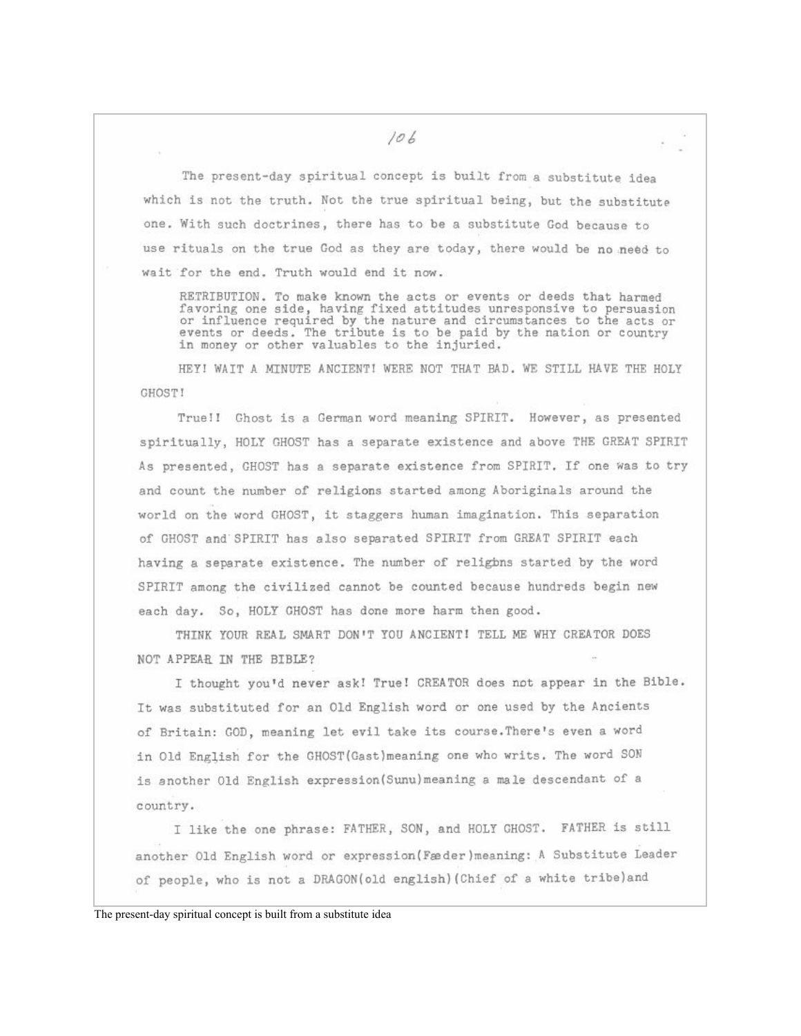The present-day spiritual concept is built from a substitute idea which is not the truth. Not the true spiritual being, but the substitute one. With such doctrines, there has to be a substitute God because to use rituals on the true God as they are today, there would be no need to wait for the end. Truth would end it now.

RETRIBUTION. To make known the acts or events or deeds that harmed favoring one side, having fixed attitudes unresponsive to persuasion or influence required by the nature and circumstances to the acts or events or deeds. The tribute is to be paid by the nation or country in money or other valuables to the injuried.

HEY! WAIT A MINUTE ANCIENT! WERE NOT THAT BAD. WE STILL HAVE THE HOLY GHOST!

True!! Ghost is a German word meaning SPIRIT. However, as presented spiritually, HOLY GHOST has a separate existence and above THE GREAT SPIRIT As presented, GHOST has a separate existence from SPIRIT. If one was to try and count the number of religions started among Aboriginals around the world on the word GHOST, it staggers human imagination. This separation of GHOST and SPIRIT has also separated SPIRIT from GREAT SPIRIT each having a separate existence. The number of religbns started by the word SPIRIT among the civilized cannot be counted because hundreds begin new each day. So, HOLY GHOST has done more harm then good.

THINK YOUR REAL SMART DON'T YOU ANCIENT! TELL ME WHY CREATOR DOES NOT APPEAR IN THE BIBLE?

I thought you'd never ask! True! CREATOR does not appear in the Bible. It was substituted for an Old English word or one used by the Ancients of Britain: GOD, meaning let evil take its course.There's even a word in Old English for the GHOST(Gast)meaning one who writs. The word SON is another Old English expression(Sunu)meaning a male descendant of a country.

I like the one phrase: FATHER, SON, and HOLY GHOST. FATHER is still another Old English word or expression(Fæder)meaning: A Substitute Leader of people, who is not a DRAGON(old english)(Chief of a white tribe)and

The present-day spiritual concept is built from a substitute idea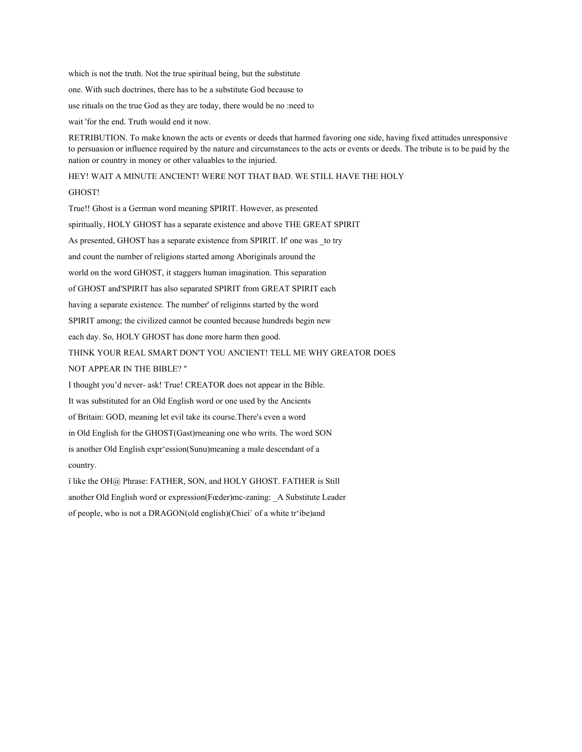which is not the truth. Not the true spiritual being, but the substitute one. With such doctrines, there has to be a substitute God because to use rituals on the true God as they are today, there would be no :need to wait 'for the end. Truth would end it now.

RETRIBUTION. To make known the acts or events or deeds that harmed favoring one side, having fixed attitudes unresponsive to persuasion or influence required by the nature and circumstances to the acts or events or deeds. The tribute is to be paid by the nation or country in money or other valuables to the injuried.

HEY! WAIT A MINUTE ANCIENT! WERE NOT THAT BAD. WE STILL HAVE THE HOLY GHOST!

True!! Ghost is a German word meaning SPIRIT. However, as presented spiritually, HOLY GHOST has a separate existence and above THE GREAT SPIRIT As presented, GHOST has a separate existence from SPIRIT. If' one was _to try and count the number of religions started among Aboriginals around the world on the word GHOST, it staggers human imagination. This separation of GHOST and'SPIRIT has also separated SPIRIT from GREAT SPIRIT each having a separate existence. The number' of religinns started by the word SPIRIT among; the civilized cannot be counted because hundreds begin new each day. So, HOLY GHOST has done more harm then good.

THINK YOUR REAL SMART DON'T YOU ANCIENT! TELL ME WHY GREATOR DOES NOT APPEAR IN THE BIBLE? "

I thought you'd never- ask! True! CREATOR does not appear in the Bible. It was substituted for an Old English word or one used by the Ancients of Britain: GOD, meaning let evil take its course.There's even a word in Old English for the GHOST(Gast)rneaning one who writs. The word SON is another Old English expr'ession(Sunu)meaning a male descendant of a country.

ï like the OH@ Phrase: FATHER, SON, and HOLY GHOST. FATHER is Still another Old English word or expression(Fœder)mc-zaning: _A Substitute Leader of people, who is not a DRAGON(old english)(Chieí` of a white tr'íbe)and